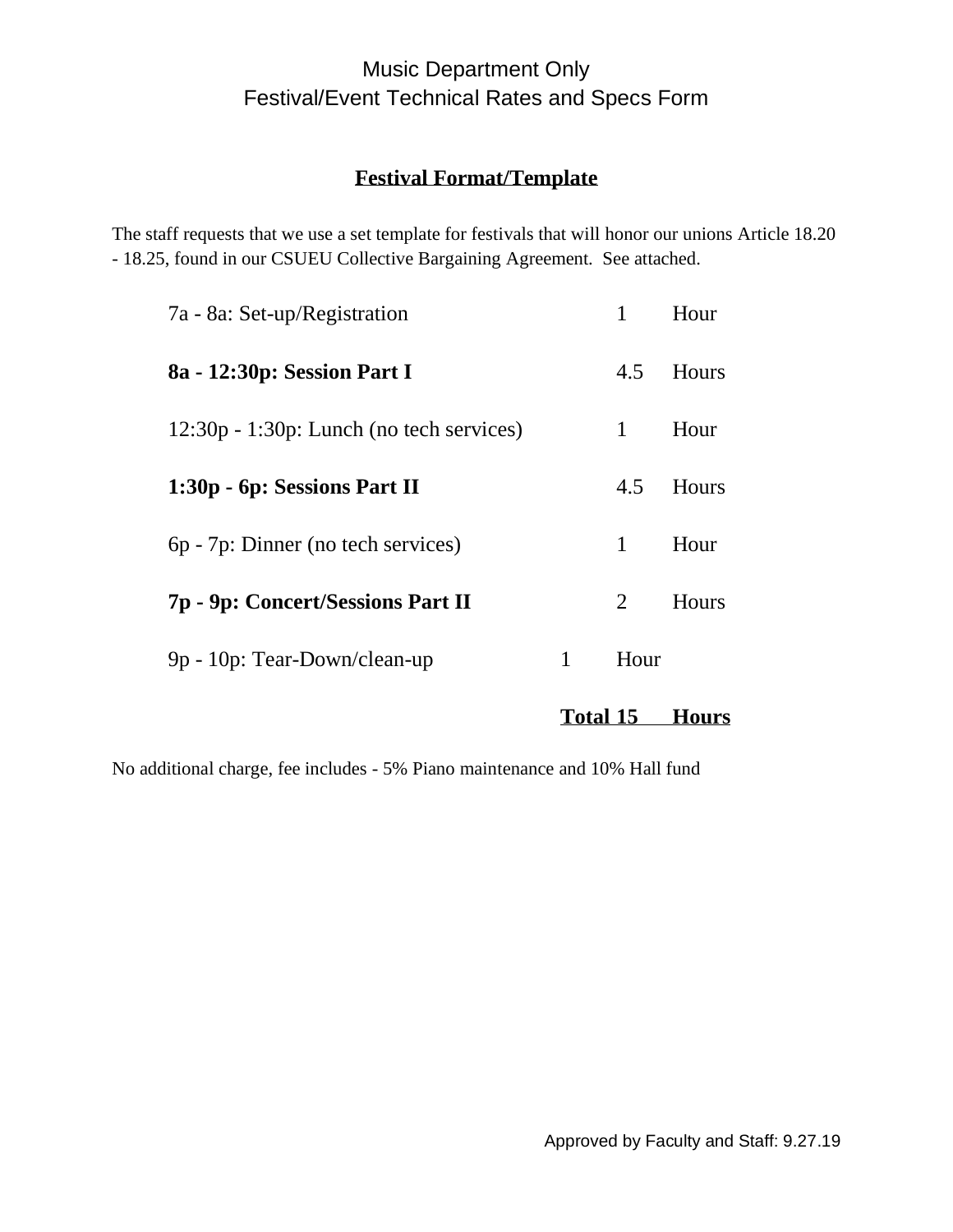# Music Department Only
# Festival/Event Technical Rates and Specs Form

## Festival Format/Template

The staff requests that we use a set template for festivals that will honor our unions Article 18.20 - 18.25, found in our CSUEU Collective Bargaining Agreement. See attached.

| Time / Activity | Duration | Unit |
|---|---|---|
| 7a - 8a: Set-up/Registration | 1 | Hour |
| **8a - 12:30p: Session Part I** | 4.5 | Hours |
| 12:30p - 1:30p: Lunch (no tech services) | 1 | Hour |
| **1:30p - 6p: Sessions Part II** | 4.5 | Hours |
| 6p - 7p: Dinner (no tech services) | 1 | Hour |
| **7p - 9p: Concert/Sessions Part II** | 2 | Hours |
| 9p - 10p: Tear-Down/clean-up | 1 | Hour |
| **Total** | **15** | **Hours** |

No additional charge, fee includes - 5% Piano maintenance and 10% Hall fund

Approved by Faculty and Staff: 9.27.19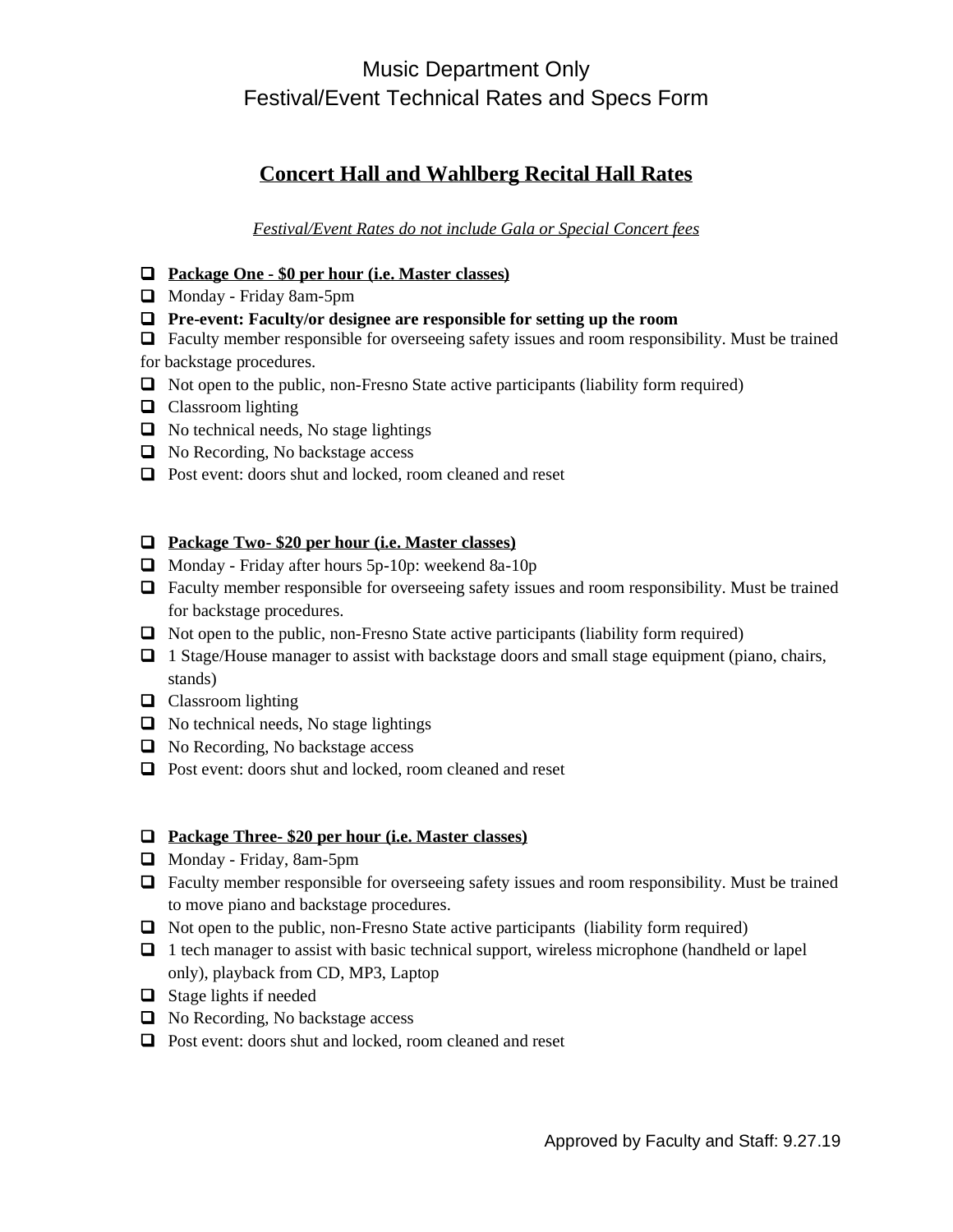Music Department Only
Festival/Event Technical Rates and Specs Form

## Concert Hall and Wahlberg Recital Hall Rates

*Festival/Event Rates do not include Gala or Special Concert fees*

- **Package One - $0 per hour (i.e. Master classes)**
- Monday - Friday 8am-5pm
- **Pre-event: Faculty/or designee are responsible for setting up the room**
- Faculty member responsible for overseeing safety issues and room responsibility. Must be trained for backstage procedures.
- Not open to the public, non-Fresno State active participants (liability form required)
- Classroom lighting
- No technical needs, No stage lightings
- No Recording, No backstage access
- Post event: doors shut and locked, room cleaned and reset

- **Package Two- $20 per hour (i.e. Master classes)**
- Monday - Friday after hours 5p-10p: weekend 8a-10p
- Faculty member responsible for overseeing safety issues and room responsibility. Must be trained for backstage procedures.
- Not open to the public, non-Fresno State active participants (liability form required)
- 1 Stage/House manager to assist with backstage doors and small stage equipment (piano, chairs, stands)
- Classroom lighting
- No technical needs, No stage lightings
- No Recording, No backstage access
- Post event: doors shut and locked, room cleaned and reset

- **Package Three- $20 per hour (i.e. Master classes)**
- Monday - Friday, 8am-5pm
- Faculty member responsible for overseeing safety issues and room responsibility. Must be trained to move piano and backstage procedures.
- Not open to the public, non-Fresno State active participants (liability form required)
- 1 tech manager to assist with basic technical support, wireless microphone (handheld or lapel only), playback from CD, MP3, Laptop
- Stage lights if needed
- No Recording, No backstage access
- Post event: doors shut and locked, room cleaned and reset

Approved by Faculty and Staff: 9.27.19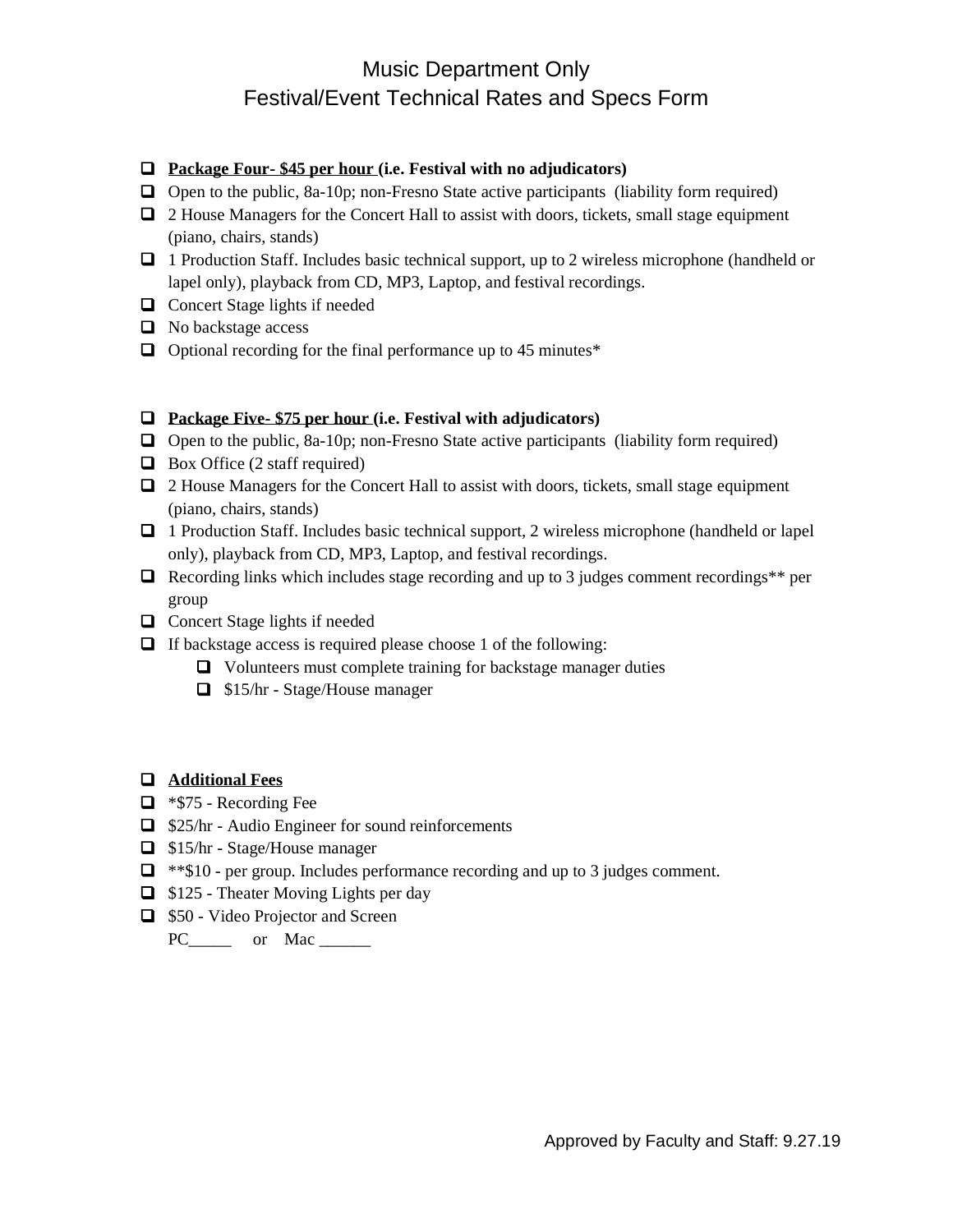# Music Department Only
# Festival/Event Technical Rates and Specs Form

- [ ] **Package Four- $45 per hour (i.e. Festival with no adjudicators)**
- [ ] Open to the public, 8a-10p; non-Fresno State active participants (liability form required)
- [ ] 2 House Managers for the Concert Hall to assist with doors, tickets, small stage equipment (piano, chairs, stands)
- [ ] 1 Production Staff. Includes basic technical support, up to 2 wireless microphone (handheld or lapel only), playback from CD, MP3, Laptop, and festival recordings.
- [ ] Concert Stage lights if needed
- [ ] No backstage access
- [ ] Optional recording for the final performance up to 45 minutes*

- [ ] **Package Five- $75 per hour (i.e. Festival with adjudicators)**
- [ ] Open to the public, 8a-10p; non-Fresno State active participants (liability form required)
- [ ] Box Office (2 staff required)
- [ ] 2 House Managers for the Concert Hall to assist with doors, tickets, small stage equipment (piano, chairs, stands)
- [ ] 1 Production Staff. Includes basic technical support, 2 wireless microphone (handheld or lapel only), playback from CD, MP3, Laptop, and festival recordings.
- [ ] Recording links which includes stage recording and up to 3 judges comment recordings** per group
- [ ] Concert Stage lights if needed
- [ ] If backstage access is required please choose 1 of the following:
  - [ ] Volunteers must complete training for backstage manager duties
  - [ ] $15/hr - Stage/House manager

- [ ] **Additional Fees**
- [ ] *$75 - Recording Fee
- [ ] $25/hr - Audio Engineer for sound reinforcements
- [ ] $15/hr - Stage/House manager
- [ ] **$10 - per group. Includes performance recording and up to 3 judges comment.
- [ ] $125 - Theater Moving Lights per day
- [ ] $50 - Video Projector and Screen
  PC_____ or Mac ______

Approved by Faculty and Staff: 9.27.19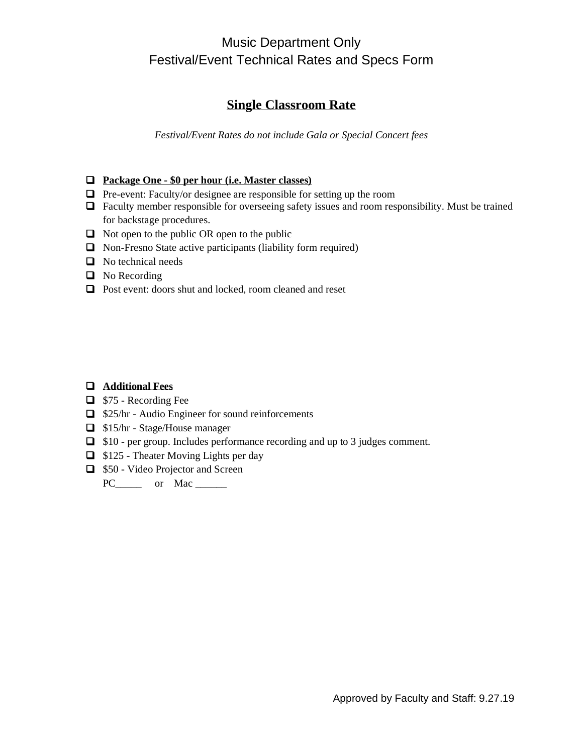# Music Department Only
# Festival/Event Technical Rates and Specs Form

## Single Classroom Rate

*Festival/Event Rates do not include Gala or Special Concert fees*

- ❑ **Package One - $0 per hour (i.e. Master classes)**
- ❑ Pre-event: Faculty/or designee are responsible for setting up the room
- ❑ Faculty member responsible for overseeing safety issues and room responsibility. Must be trained for backstage procedures.
- ❑ Not open to the public OR open to the public
- ❑ Non-Fresno State active participants (liability form required)
- ❑ No technical needs
- ❑ No Recording
- ❑ Post event: doors shut and locked, room cleaned and reset

- ❑ **Additional Fees**
- ❑ $75 - Recording Fee
- ❑ $25/hr - Audio Engineer for sound reinforcements
- ❑ $15/hr - Stage/House manager
- ❑ $10 - per group. Includes performance recording and up to 3 judges comment.
- ❑ $125 - Theater Moving Lights per day
- ❑ $50 - Video Projector and Screen
  PC_____ or Mac ______

Approved by Faculty and Staff: 9.27.19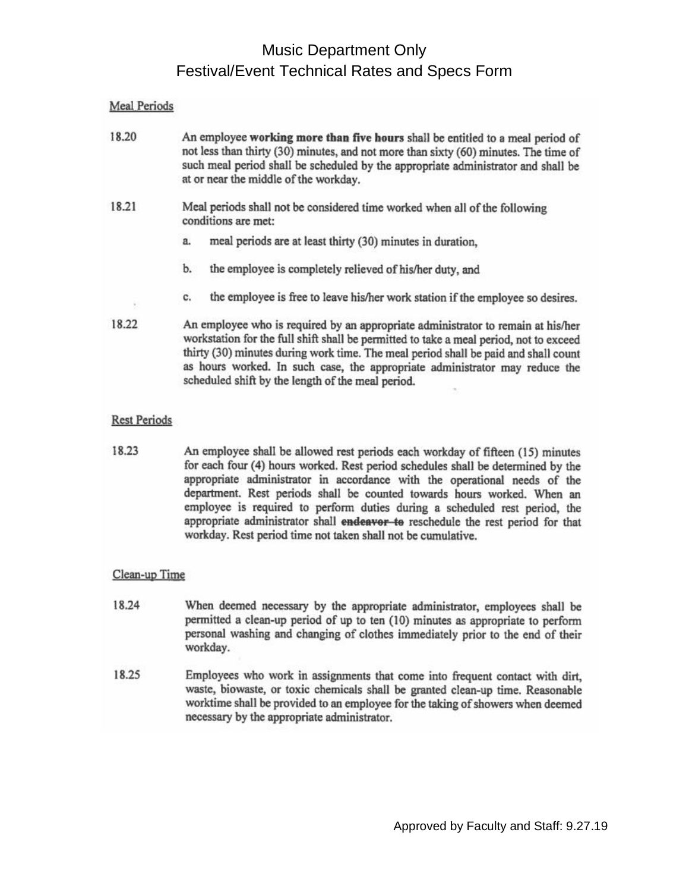# Music Department Only
# Festival/Event Technical Rates and Specs Form

Meal Periods

18.20 An employee **working more than five hours** shall be entitled to a meal period of not less than thirty (30) minutes, and not more than sixty (60) minutes. The time of such meal period shall be scheduled by the appropriate administrator and shall be at or near the middle of the workday.

18.21 Meal periods shall not be considered time worked when all of the following conditions are met:

a. meal periods are at least thirty (30) minutes in duration,

b. the employee is completely relieved of his/her duty, and

c. the employee is free to leave his/her work station if the employee so desires.

18.22 An employee who is required by an appropriate administrator to remain at his/her workstation for the full shift shall be permitted to take a meal period, not to exceed thirty (30) minutes during work time. The meal period shall be paid and shall count as hours worked. In such case, the appropriate administrator may reduce the scheduled shift by the length of the meal period.

Rest Periods

18.23 An employee shall be allowed rest periods each workday of fifteen (15) minutes for each four (4) hours worked. Rest period schedules shall be determined by the appropriate administrator in accordance with the operational needs of the department. Rest periods shall be counted towards hours worked. When an employee is required to perform duties during a scheduled rest period, the appropriate administrator shall ~~**endeavor to**~~ reschedule the rest period for that workday. Rest period time not taken shall not be cumulative.

Clean-up Time

18.24 When deemed necessary by the appropriate administrator, employees shall be permitted a clean-up period of up to ten (10) minutes as appropriate to perform personal washing and changing of clothes immediately prior to the end of their workday.

18.25 Employees who work in assignments that come into frequent contact with dirt, waste, biowaste, or toxic chemicals shall be granted clean-up time. Reasonable worktime shall be provided to an employee for the taking of showers when deemed necessary by the appropriate administrator.

Approved by Faculty and Staff: 9.27.19